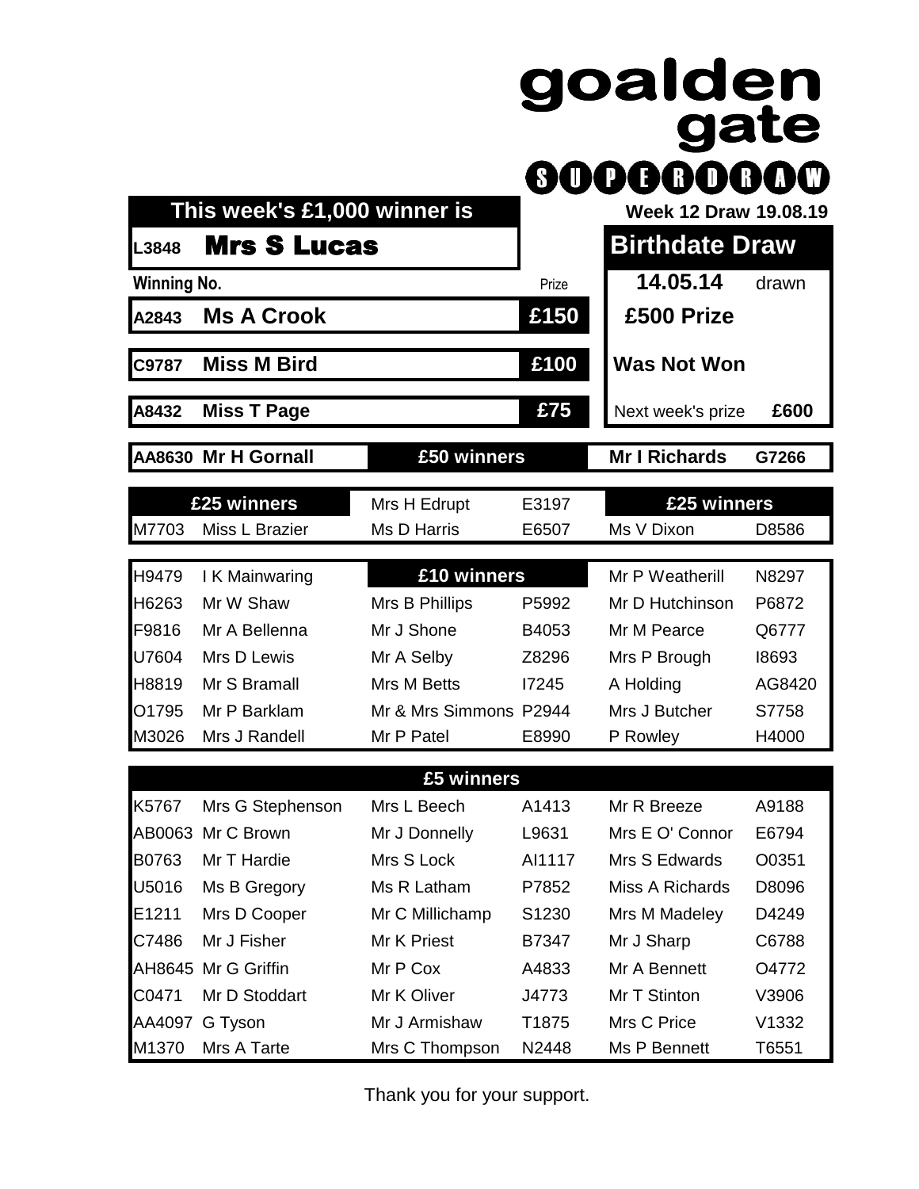# goalden gate

## SUPERDRAW

**Week 12 Draw 19.08.19**

## This week's £1,000 winner is

**L3848 Mrs S Lucas**

| Winning No. | | Prize |
|---|---|---|
| A2843 | **Ms A Crook** | **£150** |
| C9787 | **Miss M Bird** | **£100** |
| A8432 | **Miss T Page** | **£75** |

## Birthdate Draw

**14.05.14** drawn

**£500 Prize**

**Was Not Won**

Next week's prize **£600**

## £50 winners

| | |
|---|---|
| AA8630 | **Mr H Gornall** |
| G7266 | **Mr I Richards** |

## £25 winners

| | |
|---|---|
| M7703 | Miss L Brazier |
| E3197 | Mrs H Edrupt |
| E6507 | Ms D Harris |
| D8586 | Ms V Dixon |

## £10 winners

| | | | | | |
|---|---|---|---|---|---|
| H9479 | I K Mainwaring | | | Mr P Weatherill | N8297 |
| H6263 | Mr W Shaw | Mrs B Phillips | P5992 | Mr D Hutchinson | P6872 |
| F9816 | Mr A Bellenna | Mr J Shone | B4053 | Mr M Pearce | Q6777 |
| U7604 | Mrs D Lewis | Mr A Selby | Z8296 | Mrs P Brough | I8693 |
| H8819 | Mr S Bramall | Mrs M Betts | I7245 | A Holding | AG8420 |
| O1795 | Mr P Barklam | Mr & Mrs Simmons | P2944 | Mrs J Butcher | S7758 |
| M3026 | Mrs J Randell | Mr P Patel | E8990 | P Rowley | H4000 |

## £5 winners

| | | | | | |
|---|---|---|---|---|---|
| K5767 | Mrs G Stephenson | Mrs L Beech | A1413 | Mr R Breeze | A9188 |
| AB0063 | Mr C Brown | Mr J Donnelly | L9631 | Mrs E O' Connor | E6794 |
| B0763 | Mr T Hardie | Mrs S Lock | AI1117 | Mrs S Edwards | O0351 |
| U5016 | Ms B Gregory | Ms R Latham | P7852 | Miss A Richards | D8096 |
| E1211 | Mrs D Cooper | Mr C Millichamp | S1230 | Mrs M Madeley | D4249 |
| C7486 | Mr J Fisher | Mr K Priest | B7347 | Mr J Sharp | C6788 |
| AH8645 | Mr G Griffin | Mr P Cox | A4833 | Mr A Bennett | O4772 |
| C0471 | Mr D Stoddart | Mr K Oliver | J4773 | Mr T Stinton | V3906 |
| AA4097 | G Tyson | Mr J Armishaw | T1875 | Mrs C Price | V1332 |
| M1370 | Mrs A Tarte | Mrs C Thompson | N2448 | Ms P Bennett | T6551 |

Thank you for your support.